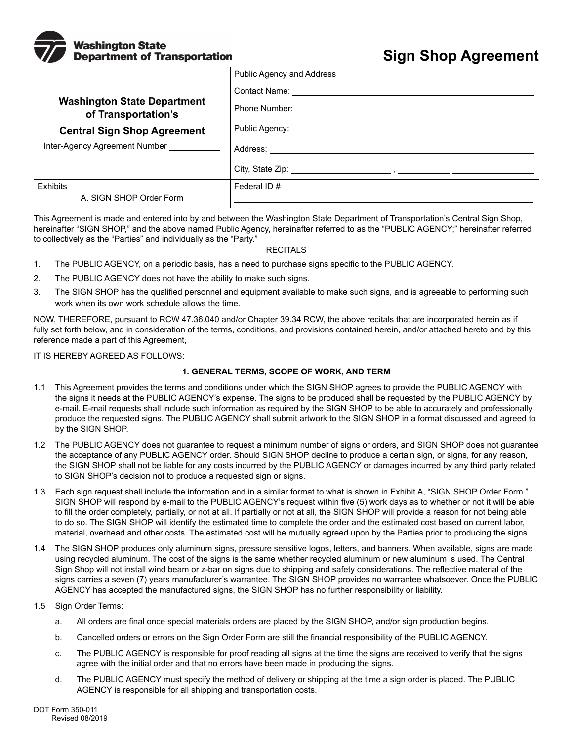**Washington State Department of Transportation**

# Sign Shop Agreement

| **Washington State Department of Transportation's Central Sign Shop Agreement**<br>Inter-Agency Agreement Number ___________ | Public Agency and Address<br>Contact Name: ___________<br>Phone Number: ___________<br>Public Agency: ___________<br>Address: ___________<br>City, State Zip: ___________ , ___________ ___________ |
|---|---|
| Exhibits<br>A. SIGN SHOP Order Form | Federal ID #<br>___________ |

This Agreement is made and entered into by and between the Washington State Department of Transportation's Central Sign Shop, hereinafter "SIGN SHOP," and the above named Public Agency, hereinafter referred to as the "PUBLIC AGENCY;" hereinafter referred to collectively as the "Parties" and individually as the "Party."

RECITALS

1. The PUBLIC AGENCY, on a periodic basis, has a need to purchase signs specific to the PUBLIC AGENCY.
2. The PUBLIC AGENCY does not have the ability to make such signs.
3. The SIGN SHOP has the qualified personnel and equipment available to make such signs, and is agreeable to performing such work when its own work schedule allows the time.

NOW, THEREFORE, pursuant to RCW 47.36.040 and/or Chapter 39.34 RCW, the above recitals that are incorporated herein as if fully set forth below, and in consideration of the terms, conditions, and provisions contained herein, and/or attached hereto and by this reference made a part of this Agreement,

IT IS HEREBY AGREED AS FOLLOWS:

### 1. GENERAL TERMS, SCOPE OF WORK, AND TERM

1.1 This Agreement provides the terms and conditions under which the SIGN SHOP agrees to provide the PUBLIC AGENCY with the signs it needs at the PUBLIC AGENCY's expense. The signs to be produced shall be requested by the PUBLIC AGENCY by e-mail. E-mail requests shall include such information as required by the SIGN SHOP to be able to accurately and professionally produce the requested signs. The PUBLIC AGENCY shall submit artwork to the SIGN SHOP in a format discussed and agreed to by the SIGN SHOP.

1.2 The PUBLIC AGENCY does not guarantee to request a minimum number of signs or orders, and SIGN SHOP does not guarantee the acceptance of any PUBLIC AGENCY order. Should SIGN SHOP decline to produce a certain sign, or signs, for any reason, the SIGN SHOP shall not be liable for any costs incurred by the PUBLIC AGENCY or damages incurred by any third party related to SIGN SHOP's decision not to produce a requested sign or signs.

1.3 Each sign request shall include the information and in a similar format to what is shown in Exhibit A, "SIGN SHOP Order Form." SIGN SHOP will respond by e-mail to the PUBLIC AGENCY's request within five (5) work days as to whether or not it will be able to fill the order completely, partially, or not at all. If partially or not at all, the SIGN SHOP will provide a reason for not being able to do so. The SIGN SHOP will identify the estimated time to complete the order and the estimated cost based on current labor, material, overhead and other costs. The estimated cost will be mutually agreed upon by the Parties prior to producing the signs.

1.4 The SIGN SHOP produces only aluminum signs, pressure sensitive logos, letters, and banners. When available, signs are made using recycled aluminum. The cost of the signs is the same whether recycled aluminum or new aluminum is used. The Central Sign Shop will not install wind beam or z-bar on signs due to shipping and safety considerations. The reflective material of the signs carries a seven (7) years manufacturer's warrantee. The SIGN SHOP provides no warrantee whatsoever. Once the PUBLIC AGENCY has accepted the manufactured signs, the SIGN SHOP has no further responsibility or liability.

1.5 Sign Order Terms:

a. All orders are final once special materials orders are placed by the SIGN SHOP, and/or sign production begins.

b. Cancelled orders or errors on the Sign Order Form are still the financial responsibility of the PUBLIC AGENCY.

c. The PUBLIC AGENCY is responsible for proof reading all signs at the time the signs are received to verify that the signs agree with the initial order and that no errors have been made in producing the signs.

d. The PUBLIC AGENCY must specify the method of delivery or shipping at the time a sign order is placed. The PUBLIC AGENCY is responsible for all shipping and transportation costs.

DOT Form 350-011
Revised 08/2019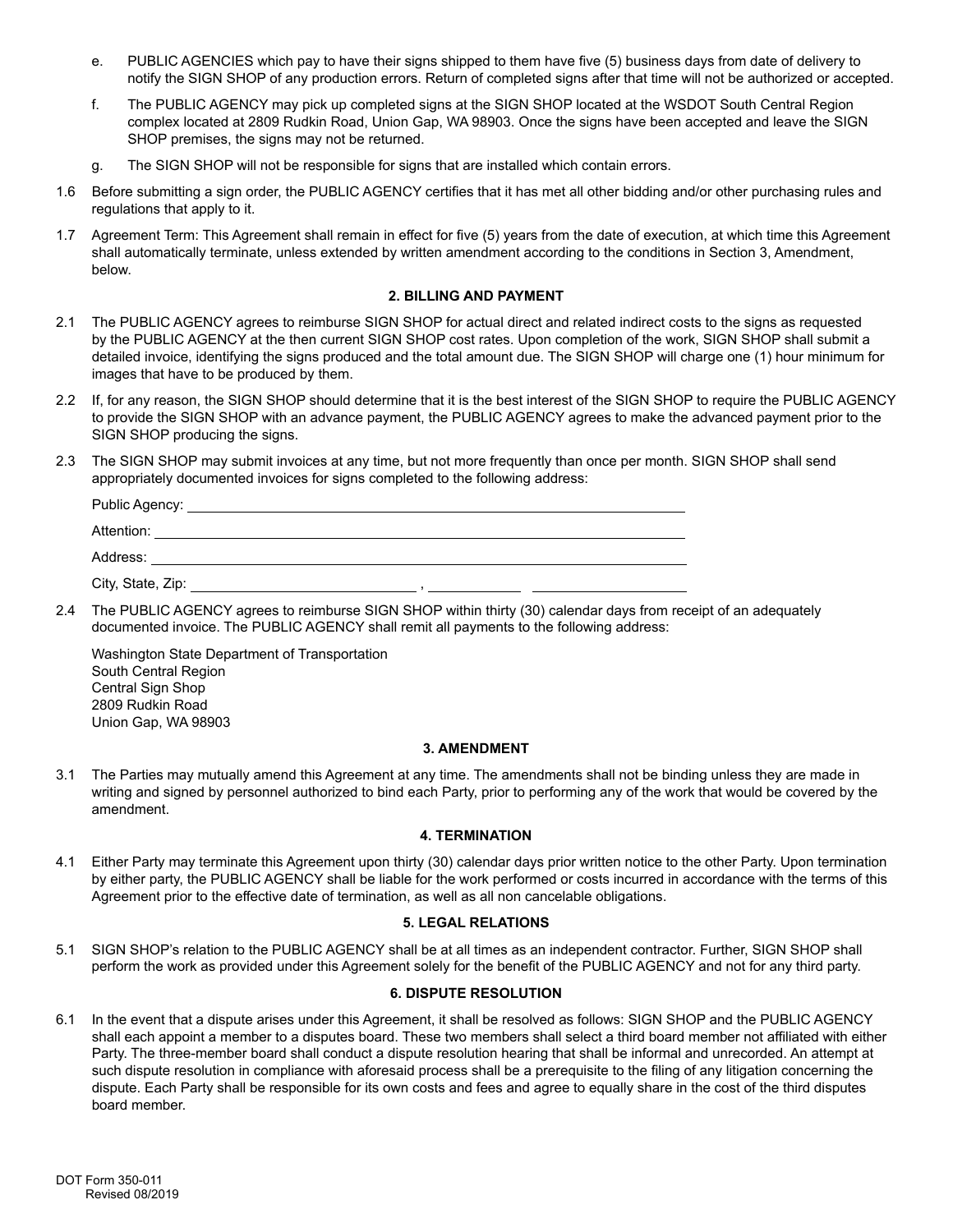e. PUBLIC AGENCIES which pay to have their signs shipped to them have five (5) business days from date of delivery to notify the SIGN SHOP of any production errors. Return of completed signs after that time will not be authorized or accepted.

f. The PUBLIC AGENCY may pick up completed signs at the SIGN SHOP located at the WSDOT South Central Region complex located at 2809 Rudkin Road, Union Gap, WA 98903. Once the signs have been accepted and leave the SIGN SHOP premises, the signs may not be returned.

g. The SIGN SHOP will not be responsible for signs that are installed which contain errors.

1.6 Before submitting a sign order, the PUBLIC AGENCY certifies that it has met all other bidding and/or other purchasing rules and regulations that apply to it.

1.7 Agreement Term: This Agreement shall remain in effect for five (5) years from the date of execution, at which time this Agreement shall automatically terminate, unless extended by written amendment according to the conditions in Section 3, Amendment, below.

**2. BILLING AND PAYMENT**

2.1 The PUBLIC AGENCY agrees to reimburse SIGN SHOP for actual direct and related indirect costs to the signs as requested by the PUBLIC AGENCY at the then current SIGN SHOP cost rates. Upon completion of the work, SIGN SHOP shall submit a detailed invoice, identifying the signs produced and the total amount due. The SIGN SHOP will charge one (1) hour minimum for images that have to be produced by them.

2.2 If, for any reason, the SIGN SHOP should determine that it is the best interest of the SIGN SHOP to require the PUBLIC AGENCY to provide the SIGN SHOP with an advance payment, the PUBLIC AGENCY agrees to make the advanced payment prior to the SIGN SHOP producing the signs.

2.3 The SIGN SHOP may submit invoices at any time, but not more frequently than once per month. SIGN SHOP shall send appropriately documented invoices for signs completed to the following address:

Public Agency: ______________________________

Attention: ______________________________

Address: ______________________________

City, State, Zip: ____________ , ________ ____________

2.4 The PUBLIC AGENCY agrees to reimburse SIGN SHOP within thirty (30) calendar days from receipt of an adequately documented invoice. The PUBLIC AGENCY shall remit all payments to the following address:

Washington State Department of Transportation
South Central Region
Central Sign Shop
2809 Rudkin Road
Union Gap, WA 98903

**3. AMENDMENT**

3.1 The Parties may mutually amend this Agreement at any time. The amendments shall not be binding unless they are made in writing and signed by personnel authorized to bind each Party, prior to performing any of the work that would be covered by the amendment.

**4. TERMINATION**

4.1 Either Party may terminate this Agreement upon thirty (30) calendar days prior written notice to the other Party. Upon termination by either party, the PUBLIC AGENCY shall be liable for the work performed or costs incurred in accordance with the terms of this Agreement prior to the effective date of termination, as well as all non cancelable obligations.

**5. LEGAL RELATIONS**

5.1 SIGN SHOP's relation to the PUBLIC AGENCY shall be at all times as an independent contractor. Further, SIGN SHOP shall perform the work as provided under this Agreement solely for the benefit of the PUBLIC AGENCY and not for any third party.

**6. DISPUTE RESOLUTION**

6.1 In the event that a dispute arises under this Agreement, it shall be resolved as follows: SIGN SHOP and the PUBLIC AGENCY shall each appoint a member to a disputes board. These two members shall select a third board member not affiliated with either Party. The three-member board shall conduct a dispute resolution hearing that shall be informal and unrecorded. An attempt at such dispute resolution in compliance with aforesaid process shall be a prerequisite to the filing of any litigation concerning the dispute. Each Party shall be responsible for its own costs and fees and agree to equally share in the cost of the third disputes board member.

DOT Form 350-011
Revised 08/2019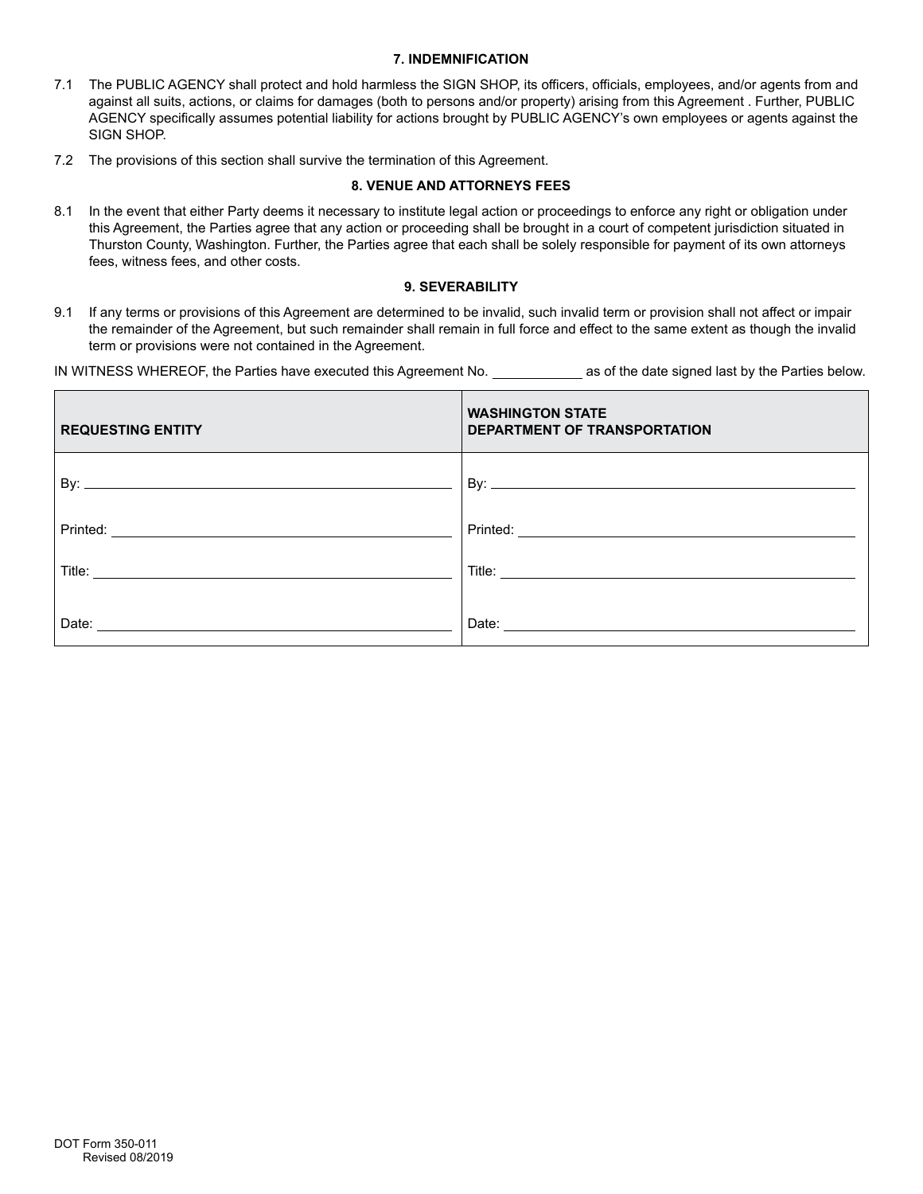### 7. INDEMNIFICATION

7.1 The PUBLIC AGENCY shall protect and hold harmless the SIGN SHOP, its officers, officials, employees, and/or agents from and against all suits, actions, or claims for damages (both to persons and/or property) arising from this Agreement . Further, PUBLIC AGENCY specifically assumes potential liability for actions brought by PUBLIC AGENCY's own employees or agents against the SIGN SHOP.

7.2 The provisions of this section shall survive the termination of this Agreement.

### 8. VENUE AND ATTORNEYS FEES

8.1 In the event that either Party deems it necessary to institute legal action or proceedings to enforce any right or obligation under this Agreement, the Parties agree that any action or proceeding shall be brought in a court of competent jurisdiction situated in Thurston County, Washington. Further, the Parties agree that each shall be solely responsible for payment of its own attorneys fees, witness fees, and other costs.

### 9. SEVERABILITY

9.1 If any terms or provisions of this Agreement are determined to be invalid, such invalid term or provision shall not affect or impair the remainder of the Agreement, but such remainder shall remain in full force and effect to the same extent as though the invalid term or provisions were not contained in the Agreement.

IN WITNESS WHEREOF, the Parties have executed this Agreement No. ____________ as of the date signed last by the Parties below.

| **REQUESTING ENTITY** | **WASHINGTON STATE DEPARTMENT OF TRANSPORTATION** |
|---|---|
| By: ______________________ | By: ______________________ |
| Printed: ______________________ | Printed: ______________________ |
| Title: ______________________ | Title: ______________________ |
| Date: ______________________ | Date: ______________________ |

DOT Form 350-011
Revised 08/2019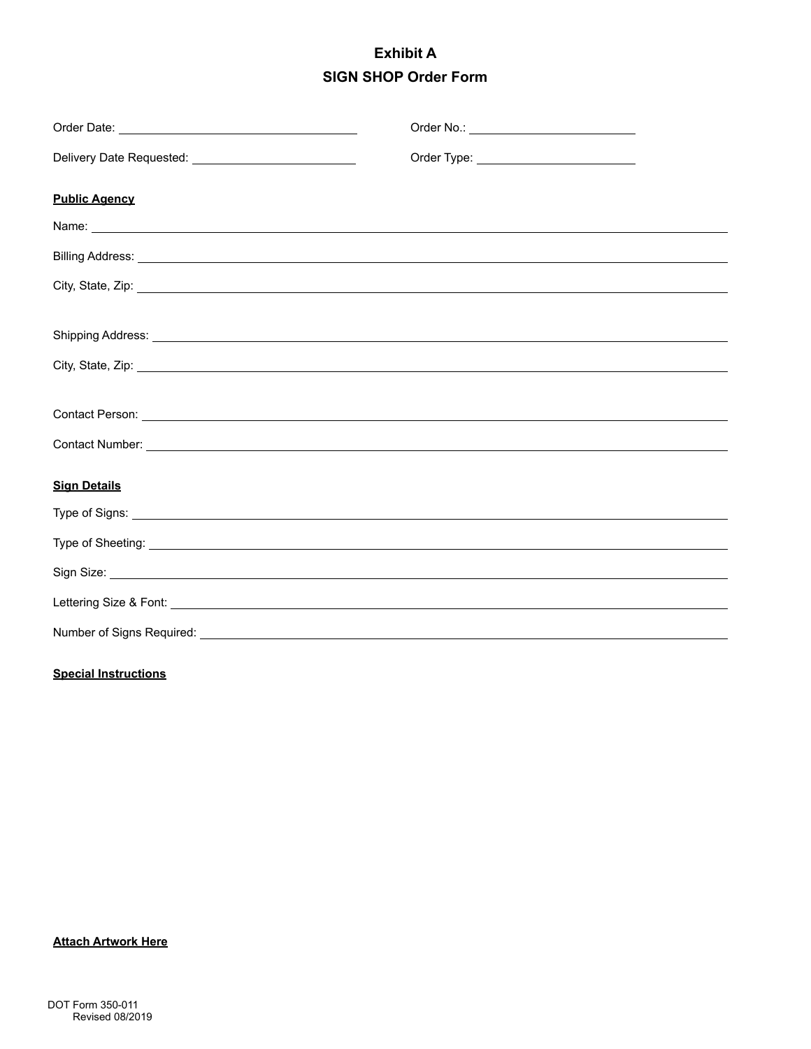# Exhibit A

## SIGN SHOP Order Form

Order Date: \_\_\_\_\_\_\_\_\_\_\_\_\_\_\_\_\_\_\_\_ Order No.: \_\_\_\_\_\_\_\_\_\_\_\_\_\_\_\_\_\_\_\_

Delivery Date Requested: \_\_\_\_\_\_\_\_\_\_\_\_\_\_\_\_\_\_\_\_ Order Type: \_\_\_\_\_\_\_\_\_\_\_\_\_\_\_\_\_\_\_\_

**Public Agency**

Name: \_\_\_\_\_\_\_\_\_\_\_\_\_\_\_\_\_\_\_\_\_\_\_\_\_\_\_\_\_\_\_\_\_\_\_\_\_\_\_\_

Billing Address: \_\_\_\_\_\_\_\_\_\_\_\_\_\_\_\_\_\_\_\_\_\_\_\_\_\_\_\_\_\_\_\_\_\_\_\_\_\_\_\_

City, State, Zip: \_\_\_\_\_\_\_\_\_\_\_\_\_\_\_\_\_\_\_\_\_\_\_\_\_\_\_\_\_\_\_\_\_\_\_\_\_\_\_\_

Shipping Address: \_\_\_\_\_\_\_\_\_\_\_\_\_\_\_\_\_\_\_\_\_\_\_\_\_\_\_\_\_\_\_\_\_\_\_\_\_\_\_\_

City, State, Zip: \_\_\_\_\_\_\_\_\_\_\_\_\_\_\_\_\_\_\_\_\_\_\_\_\_\_\_\_\_\_\_\_\_\_\_\_\_\_\_\_

Contact Person: \_\_\_\_\_\_\_\_\_\_\_\_\_\_\_\_\_\_\_\_\_\_\_\_\_\_\_\_\_\_\_\_\_\_\_\_\_\_\_\_

Contact Number: \_\_\_\_\_\_\_\_\_\_\_\_\_\_\_\_\_\_\_\_\_\_\_\_\_\_\_\_\_\_\_\_\_\_\_\_\_\_\_\_

**Sign Details**

Type of Signs: \_\_\_\_\_\_\_\_\_\_\_\_\_\_\_\_\_\_\_\_\_\_\_\_\_\_\_\_\_\_\_\_\_\_\_\_\_\_\_\_

Type of Sheeting: \_\_\_\_\_\_\_\_\_\_\_\_\_\_\_\_\_\_\_\_\_\_\_\_\_\_\_\_\_\_\_\_\_\_\_\_\_\_\_\_

Sign Size: \_\_\_\_\_\_\_\_\_\_\_\_\_\_\_\_\_\_\_\_\_\_\_\_\_\_\_\_\_\_\_\_\_\_\_\_\_\_\_\_

Lettering Size & Font: \_\_\_\_\_\_\_\_\_\_\_\_\_\_\_\_\_\_\_\_\_\_\_\_\_\_\_\_\_\_\_\_\_\_\_\_\_\_\_\_

Number of Signs Required: \_\_\_\_\_\_\_\_\_\_\_\_\_\_\_\_\_\_\_\_\_\_\_\_\_\_\_\_\_\_\_\_\_\_\_\_\_\_\_\_

**Special Instructions**

**Attach Artwork Here**

DOT Form 350-011
Revised 08/2019